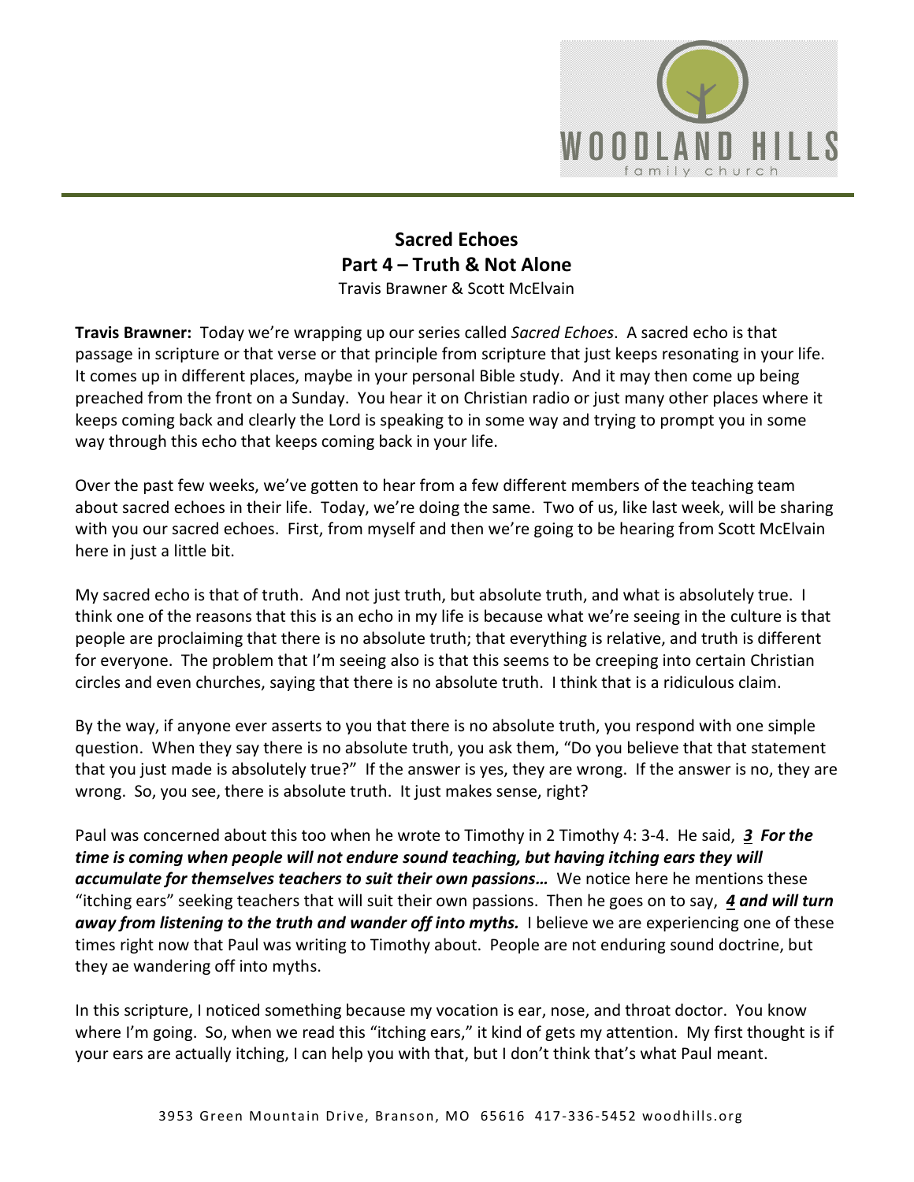# Sacred Echoes
## Part 4 – Truth & Not Alone

Travis Brawner & Scott McElvain

**Travis Brawner:** Today we're wrapping up our series called *Sacred Echoes*. A sacred echo is that passage in scripture or that verse or that principle from scripture that just keeps resonating in your life. It comes up in different places, maybe in your personal Bible study. And it may then come up being preached from the front on a Sunday. You hear it on Christian radio or just many other places where it keeps coming back and clearly the Lord is speaking to in some way and trying to prompt you in some way through this echo that keeps coming back in your life.

Over the past few weeks, we've gotten to hear from a few different members of the teaching team about sacred echoes in their life. Today, we're doing the same. Two of us, like last week, will be sharing with you our sacred echoes. First, from myself and then we're going to be hearing from Scott McElvain here in just a little bit.

My sacred echo is that of truth. And not just truth, but absolute truth, and what is absolutely true. I think one of the reasons that this is an echo in my life is because what we're seeing in the culture is that people are proclaiming that there is no absolute truth; that everything is relative, and truth is different for everyone. The problem that I'm seeing also is that this seems to be creeping into certain Christian circles and even churches, saying that there is no absolute truth. I think that is a ridiculous claim.

By the way, if anyone ever asserts to you that there is no absolute truth, you respond with one simple question. When they say there is no absolute truth, you ask them, "Do you believe that that statement that you just made is absolutely true?" If the answer is yes, they are wrong. If the answer is no, they are wrong. So, you see, there is absolute truth. It just makes sense, right?

Paul was concerned about this too when he wrote to Timothy in 2 Timothy 4: 3-4. He said, ***3 For the time is coming when people will not endure sound teaching, but having itching ears they will accumulate for themselves teachers to suit their own passions…*** We notice here he mentions these "itching ears" seeking teachers that will suit their own passions. Then he goes on to say, ***4 and will turn away from listening to the truth and wander off into myths.*** I believe we are experiencing one of these times right now that Paul was writing to Timothy about. People are not enduring sound doctrine, but they ae wandering off into myths.

In this scripture, I noticed something because my vocation is ear, nose, and throat doctor. You know where I'm going. So, when we read this "itching ears," it kind of gets my attention. My first thought is if your ears are actually itching, I can help you with that, but I don't think that's what Paul meant.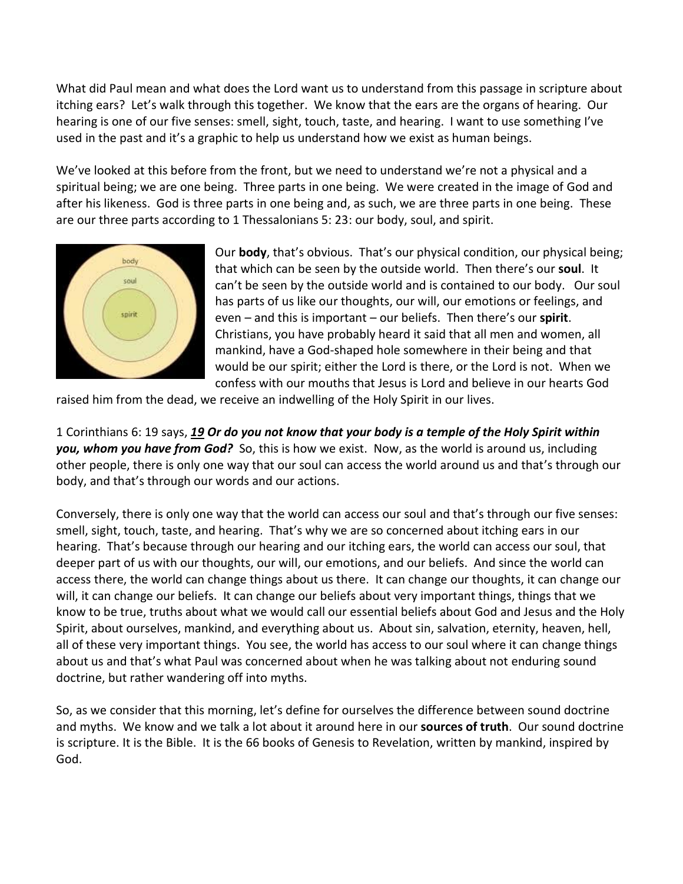What did Paul mean and what does the Lord want us to understand from this passage in scripture about itching ears? Let's walk through this together. We know that the ears are the organs of hearing. Our hearing is one of our five senses: smell, sight, touch, taste, and hearing. I want to use something I've used in the past and it's a graphic to help us understand how we exist as human beings.

We've looked at this before from the front, but we need to understand we're not a physical and a spiritual being; we are one being. Three parts in one being. We were created in the image of God and after his likeness. God is three parts in one being and, as such, we are three parts in one being. These are our three parts according to 1 Thessalonians 5: 23: our body, soul, and spirit.

Our **body**, that's obvious. That's our physical condition, our physical being; that which can be seen by the outside world. Then there's our **soul**. It can't be seen by the outside world and is contained to our body. Our soul has parts of us like our thoughts, our will, our emotions or feelings, and even – and this is important – our beliefs. Then there's our **spirit**. Christians, you have probably heard it said that all men and women, all mankind, have a God-shaped hole somewhere in their being and that would be our spirit; either the Lord is there, or the Lord is not. When we confess with our mouths that Jesus is Lord and believe in our hearts God raised him from the dead, we receive an indwelling of the Holy Spirit in our lives.

1 Corinthians 6: 19 says, ***19 Or do you not know that your body is a temple of the Holy Spirit within you, whom you have from God?*** So, this is how we exist. Now, as the world is around us, including other people, there is only one way that our soul can access the world around us and that's through our body, and that's through our words and our actions.

Conversely, there is only one way that the world can access our soul and that's through our five senses: smell, sight, touch, taste, and hearing. That's why we are so concerned about itching ears in our hearing. That's because through our hearing and our itching ears, the world can access our soul, that deeper part of us with our thoughts, our will, our emotions, and our beliefs. And since the world can access there, the world can change things about us there. It can change our thoughts, it can change our will, it can change our beliefs. It can change our beliefs about very important things, things that we know to be true, truths about what we would call our essential beliefs about God and Jesus and the Holy Spirit, about ourselves, mankind, and everything about us. About sin, salvation, eternity, heaven, hell, all of these very important things. You see, the world has access to our soul where it can change things about us and that's what Paul was concerned about when he was talking about not enduring sound doctrine, but rather wandering off into myths.

So, as we consider that this morning, let's define for ourselves the difference between sound doctrine and myths. We know and we talk a lot about it around here in our **sources of truth**. Our sound doctrine is scripture. It is the Bible. It is the 66 books of Genesis to Revelation, written by mankind, inspired by God.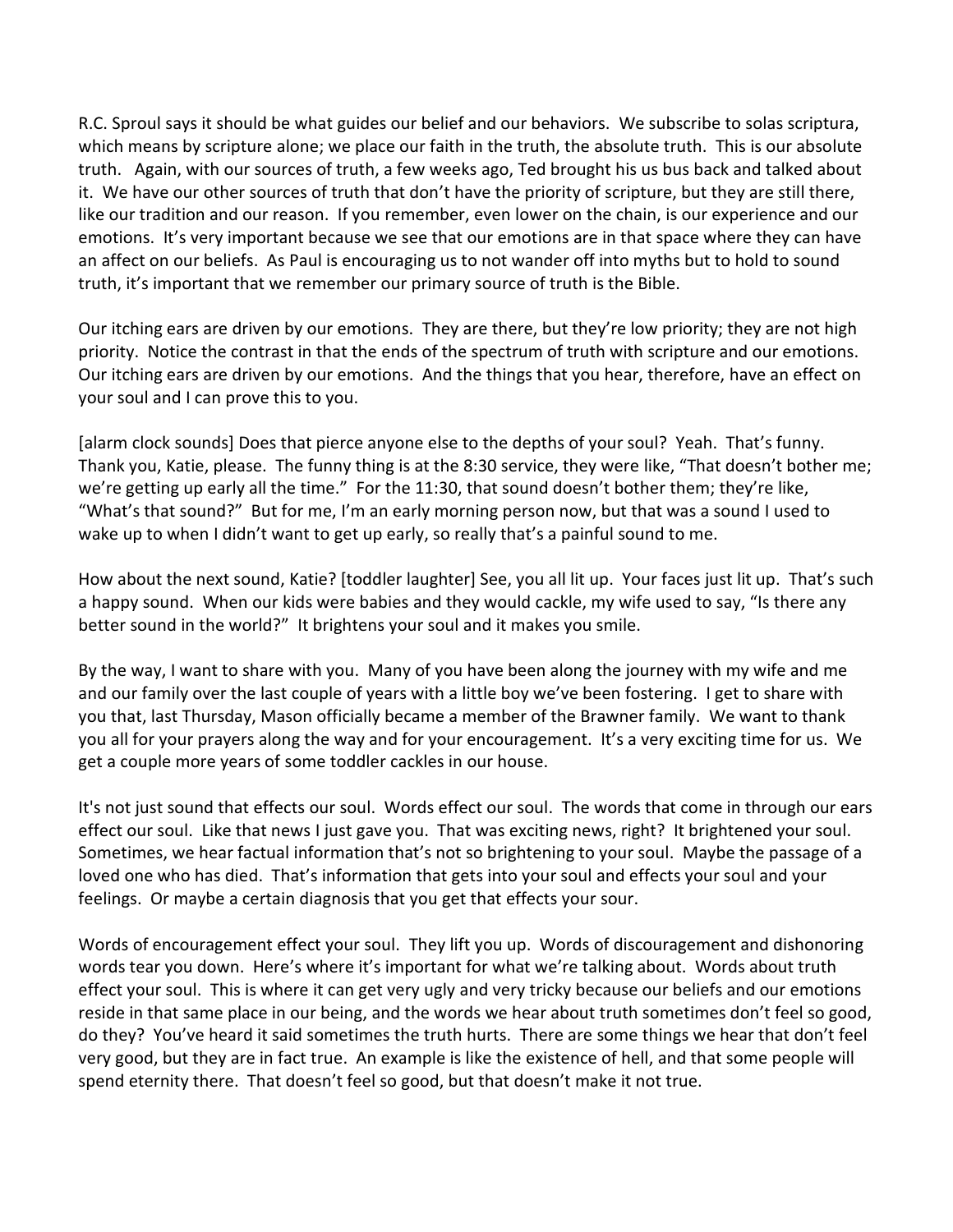R.C. Sproul says it should be what guides our belief and our behaviors. We subscribe to solas scriptura, which means by scripture alone; we place our faith in the truth, the absolute truth. This is our absolute truth. Again, with our sources of truth, a few weeks ago, Ted brought his us bus back and talked about it. We have our other sources of truth that don't have the priority of scripture, but they are still there, like our tradition and our reason. If you remember, even lower on the chain, is our experience and our emotions. It's very important because we see that our emotions are in that space where they can have an affect on our beliefs. As Paul is encouraging us to not wander off into myths but to hold to sound truth, it's important that we remember our primary source of truth is the Bible.

Our itching ears are driven by our emotions. They are there, but they're low priority; they are not high priority. Notice the contrast in that the ends of the spectrum of truth with scripture and our emotions. Our itching ears are driven by our emotions. And the things that you hear, therefore, have an effect on your soul and I can prove this to you.

[alarm clock sounds] Does that pierce anyone else to the depths of your soul? Yeah. That's funny. Thank you, Katie, please. The funny thing is at the 8:30 service, they were like, "That doesn't bother me; we're getting up early all the time." For the 11:30, that sound doesn't bother them; they're like, "What's that sound?" But for me, I'm an early morning person now, but that was a sound I used to wake up to when I didn't want to get up early, so really that's a painful sound to me.

How about the next sound, Katie? [toddler laughter] See, you all lit up. Your faces just lit up. That's such a happy sound. When our kids were babies and they would cackle, my wife used to say, "Is there any better sound in the world?" It brightens your soul and it makes you smile.

By the way, I want to share with you. Many of you have been along the journey with my wife and me and our family over the last couple of years with a little boy we've been fostering. I get to share with you that, last Thursday, Mason officially became a member of the Brawner family. We want to thank you all for your prayers along the way and for your encouragement. It's a very exciting time for us. We get a couple more years of some toddler cackles in our house.

It's not just sound that effects our soul. Words effect our soul. The words that come in through our ears effect our soul. Like that news I just gave you. That was exciting news, right? It brightened your soul. Sometimes, we hear factual information that's not so brightening to your soul. Maybe the passage of a loved one who has died. That's information that gets into your soul and effects your soul and your feelings. Or maybe a certain diagnosis that you get that effects your sour.

Words of encouragement effect your soul. They lift you up. Words of discouragement and dishonoring words tear you down. Here's where it's important for what we're talking about. Words about truth effect your soul. This is where it can get very ugly and very tricky because our beliefs and our emotions reside in that same place in our being, and the words we hear about truth sometimes don't feel so good, do they? You've heard it said sometimes the truth hurts. There are some things we hear that don't feel very good, but they are in fact true. An example is like the existence of hell, and that some people will spend eternity there. That doesn't feel so good, but that doesn't make it not true.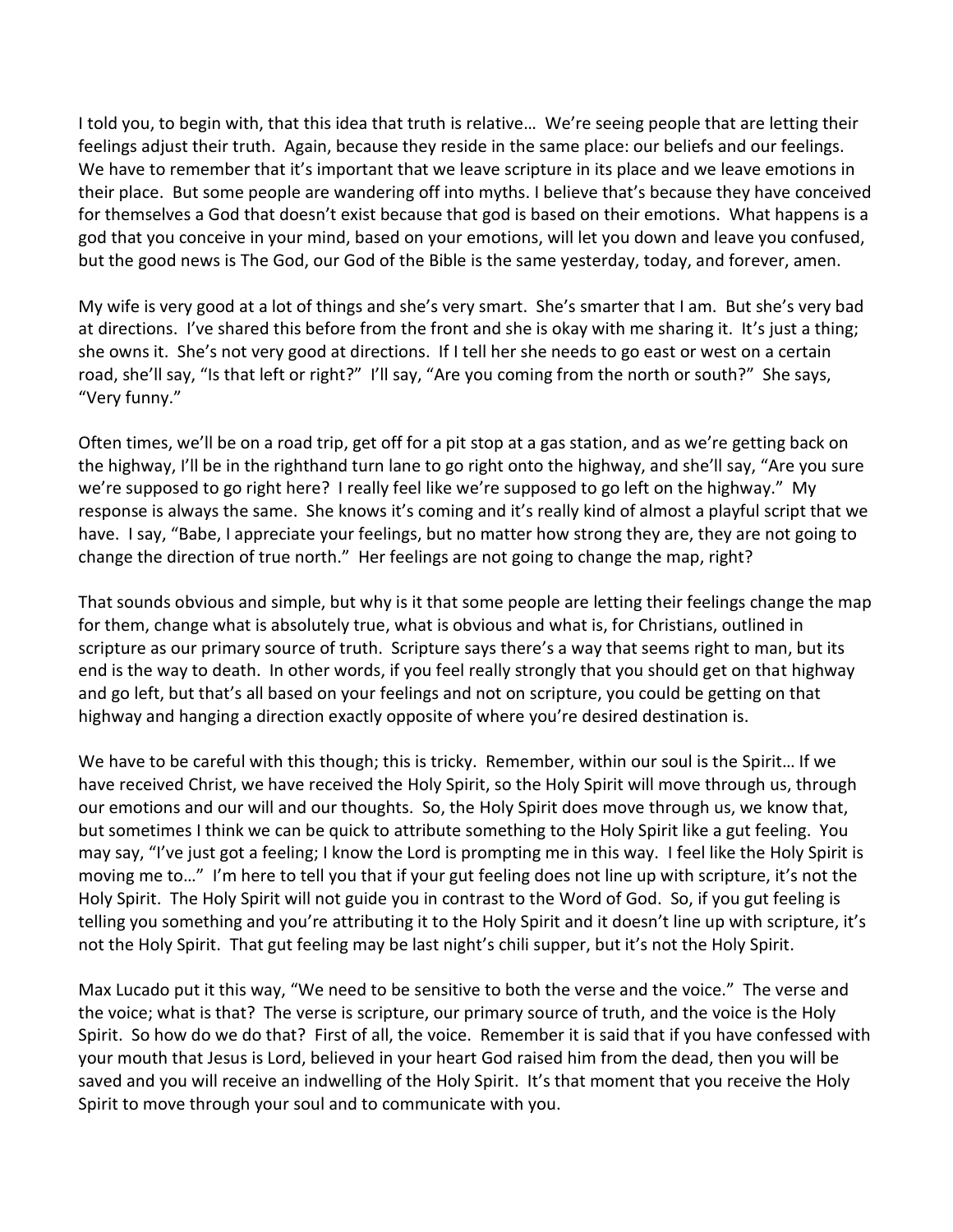I told you, to begin with, that this idea that truth is relative… We're seeing people that are letting their feelings adjust their truth. Again, because they reside in the same place: our beliefs and our feelings. We have to remember that it's important that we leave scripture in its place and we leave emotions in their place. But some people are wandering off into myths. I believe that's because they have conceived for themselves a God that doesn't exist because that god is based on their emotions. What happens is a god that you conceive in your mind, based on your emotions, will let you down and leave you confused, but the good news is The God, our God of the Bible is the same yesterday, today, and forever, amen.

My wife is very good at a lot of things and she's very smart. She's smarter that I am. But she's very bad at directions. I've shared this before from the front and she is okay with me sharing it. It's just a thing; she owns it. She's not very good at directions. If I tell her she needs to go east or west on a certain road, she'll say, "Is that left or right?" I'll say, "Are you coming from the north or south?" She says, "Very funny."

Often times, we'll be on a road trip, get off for a pit stop at a gas station, and as we're getting back on the highway, I'll be in the righthand turn lane to go right onto the highway, and she'll say, "Are you sure we're supposed to go right here? I really feel like we're supposed to go left on the highway." My response is always the same. She knows it's coming and it's really kind of almost a playful script that we have. I say, "Babe, I appreciate your feelings, but no matter how strong they are, they are not going to change the direction of true north." Her feelings are not going to change the map, right?

That sounds obvious and simple, but why is it that some people are letting their feelings change the map for them, change what is absolutely true, what is obvious and what is, for Christians, outlined in scripture as our primary source of truth. Scripture says there's a way that seems right to man, but its end is the way to death. In other words, if you feel really strongly that you should get on that highway and go left, but that's all based on your feelings and not on scripture, you could be getting on that highway and hanging a direction exactly opposite of where you're desired destination is.

We have to be careful with this though; this is tricky. Remember, within our soul is the Spirit… If we have received Christ, we have received the Holy Spirit, so the Holy Spirit will move through us, through our emotions and our will and our thoughts. So, the Holy Spirit does move through us, we know that, but sometimes I think we can be quick to attribute something to the Holy Spirit like a gut feeling. You may say, "I've just got a feeling; I know the Lord is prompting me in this way. I feel like the Holy Spirit is moving me to…" I'm here to tell you that if your gut feeling does not line up with scripture, it's not the Holy Spirit. The Holy Spirit will not guide you in contrast to the Word of God. So, if you gut feeling is telling you something and you're attributing it to the Holy Spirit and it doesn't line up with scripture, it's not the Holy Spirit. That gut feeling may be last night's chili supper, but it's not the Holy Spirit.

Max Lucado put it this way, "We need to be sensitive to both the verse and the voice." The verse and the voice; what is that? The verse is scripture, our primary source of truth, and the voice is the Holy Spirit. So how do we do that? First of all, the voice. Remember it is said that if you have confessed with your mouth that Jesus is Lord, believed in your heart God raised him from the dead, then you will be saved and you will receive an indwelling of the Holy Spirit. It's that moment that you receive the Holy Spirit to move through your soul and to communicate with you.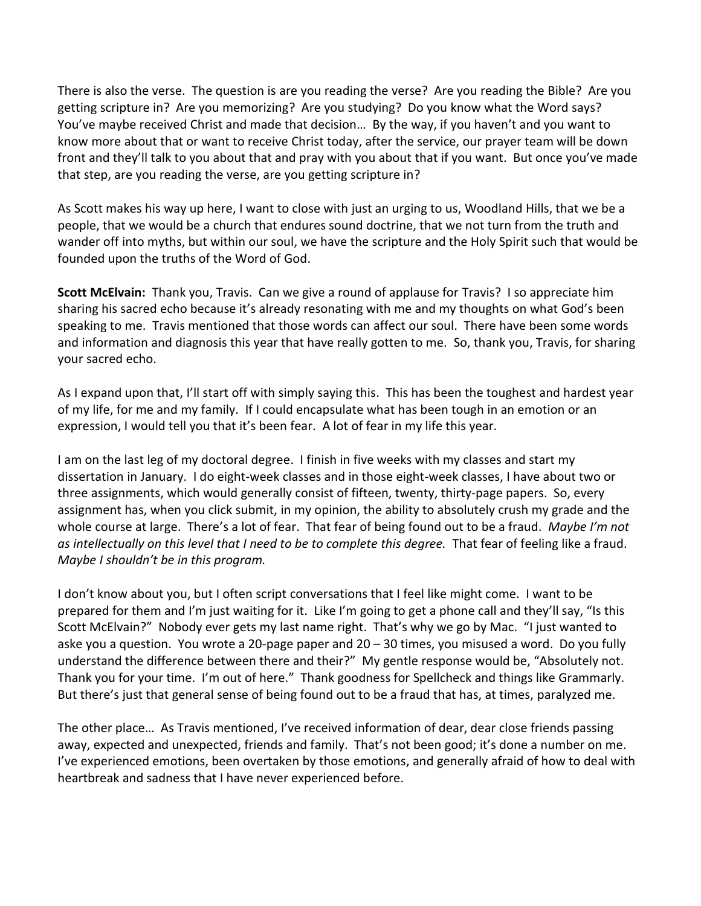There is also the verse. The question is are you reading the verse? Are you reading the Bible? Are you getting scripture in? Are you memorizing? Are you studying? Do you know what the Word says? You've maybe received Christ and made that decision… By the way, if you haven't and you want to know more about that or want to receive Christ today, after the service, our prayer team will be down front and they'll talk to you about that and pray with you about that if you want. But once you've made that step, are you reading the verse, are you getting scripture in?

As Scott makes his way up here, I want to close with just an urging to us, Woodland Hills, that we be a people, that we would be a church that endures sound doctrine, that we not turn from the truth and wander off into myths, but within our soul, we have the scripture and the Holy Spirit such that would be founded upon the truths of the Word of God.

**Scott McElvain:** Thank you, Travis. Can we give a round of applause for Travis? I so appreciate him sharing his sacred echo because it's already resonating with me and my thoughts on what God's been speaking to me. Travis mentioned that those words can affect our soul. There have been some words and information and diagnosis this year that have really gotten to me. So, thank you, Travis, for sharing your sacred echo.

As I expand upon that, I'll start off with simply saying this. This has been the toughest and hardest year of my life, for me and my family. If I could encapsulate what has been tough in an emotion or an expression, I would tell you that it's been fear. A lot of fear in my life this year.

I am on the last leg of my doctoral degree. I finish in five weeks with my classes and start my dissertation in January. I do eight-week classes and in those eight-week classes, I have about two or three assignments, which would generally consist of fifteen, twenty, thirty-page papers. So, every assignment has, when you click submit, in my opinion, the ability to absolutely crush my grade and the whole course at large. There's a lot of fear. That fear of being found out to be a fraud. *Maybe I'm not as intellectually on this level that I need to be to complete this degree.* That fear of feeling like a fraud. *Maybe I shouldn't be in this program.*

I don't know about you, but I often script conversations that I feel like might come. I want to be prepared for them and I'm just waiting for it. Like I'm going to get a phone call and they'll say, "Is this Scott McElvain?" Nobody ever gets my last name right. That's why we go by Mac. "I just wanted to aske you a question. You wrote a 20-page paper and 20 – 30 times, you misused a word. Do you fully understand the difference between there and their?" My gentle response would be, "Absolutely not. Thank you for your time. I'm out of here." Thank goodness for Spellcheck and things like Grammarly. But there's just that general sense of being found out to be a fraud that has, at times, paralyzed me.

The other place… As Travis mentioned, I've received information of dear, dear close friends passing away, expected and unexpected, friends and family. That's not been good; it's done a number on me. I've experienced emotions, been overtaken by those emotions, and generally afraid of how to deal with heartbreak and sadness that I have never experienced before.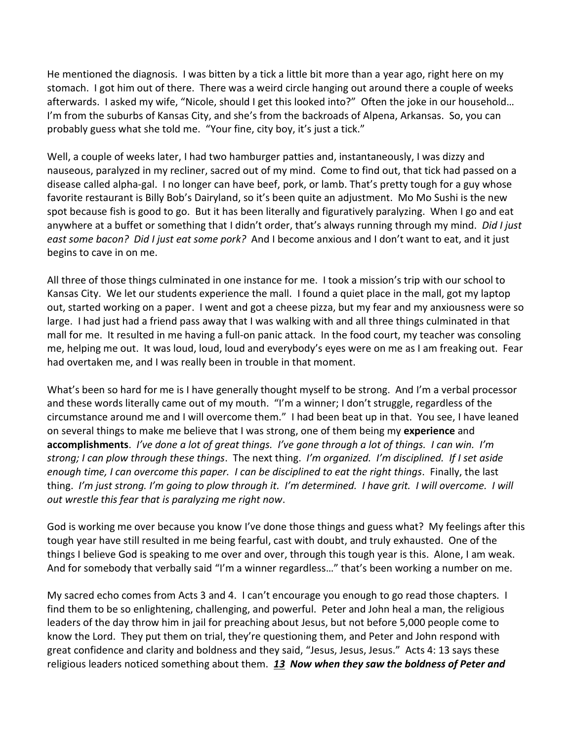He mentioned the diagnosis. I was bitten by a tick a little bit more than a year ago, right here on my stomach. I got him out of there. There was a weird circle hanging out around there a couple of weeks afterwards. I asked my wife, "Nicole, should I get this looked into?" Often the joke in our household… I'm from the suburbs of Kansas City, and she's from the backroads of Alpena, Arkansas. So, you can probably guess what she told me. "Your fine, city boy, it's just a tick."

Well, a couple of weeks later, I had two hamburger patties and, instantaneously, I was dizzy and nauseous, paralyzed in my recliner, sacred out of my mind. Come to find out, that tick had passed on a disease called alpha-gal. I no longer can have beef, pork, or lamb. That's pretty tough for a guy whose favorite restaurant is Billy Bob's Dairyland, so it's been quite an adjustment. Mo Mo Sushi is the new spot because fish is good to go. But it has been literally and figuratively paralyzing. When I go and eat anywhere at a buffet or something that I didn't order, that's always running through my mind. *Did I just east some bacon? Did I just eat some pork?* And I become anxious and I don't want to eat, and it just begins to cave in on me.

All three of those things culminated in one instance for me. I took a mission's trip with our school to Kansas City. We let our students experience the mall. I found a quiet place in the mall, got my laptop out, started working on a paper. I went and got a cheese pizza, but my fear and my anxiousness were so large. I had just had a friend pass away that I was walking with and all three things culminated in that mall for me. It resulted in me having a full-on panic attack. In the food court, my teacher was consoling me, helping me out. It was loud, loud, loud and everybody's eyes were on me as I am freaking out. Fear had overtaken me, and I was really been in trouble in that moment.

What's been so hard for me is I have generally thought myself to be strong. And I'm a verbal processor and these words literally came out of my mouth. "I'm a winner; I don't struggle, regardless of the circumstance around me and I will overcome them." I had been beat up in that. You see, I have leaned on several things to make me believe that I was strong, one of them being my **experience** and **accomplishments**. *I've done a lot of great things. I've gone through a lot of things. I can win. I'm strong; I can plow through these things*. The next thing. *I'm organized. I'm disciplined. If I set aside enough time, I can overcome this paper. I can be disciplined to eat the right things*. Finally, the last thing. *I'm just strong. I'm going to plow through it. I'm determined. I have grit. I will overcome. I will out wrestle this fear that is paralyzing me right now*.

God is working me over because you know I've done those things and guess what? My feelings after this tough year have still resulted in me being fearful, cast with doubt, and truly exhausted. One of the things I believe God is speaking to me over and over, through this tough year is this. Alone, I am weak. And for somebody that verbally said "I'm a winner regardless…" that's been working a number on me.

My sacred echo comes from Acts 3 and 4. I can't encourage you enough to go read those chapters. I find them to be so enlightening, challenging, and powerful. Peter and John heal a man, the religious leaders of the day throw him in jail for preaching about Jesus, but not before 5,000 people come to know the Lord. They put them on trial, they're questioning them, and Peter and John respond with great confidence and clarity and boldness and they said, "Jesus, Jesus, Jesus." Acts 4: 13 says these religious leaders noticed something about them. ***13 Now when they saw the boldness of Peter and***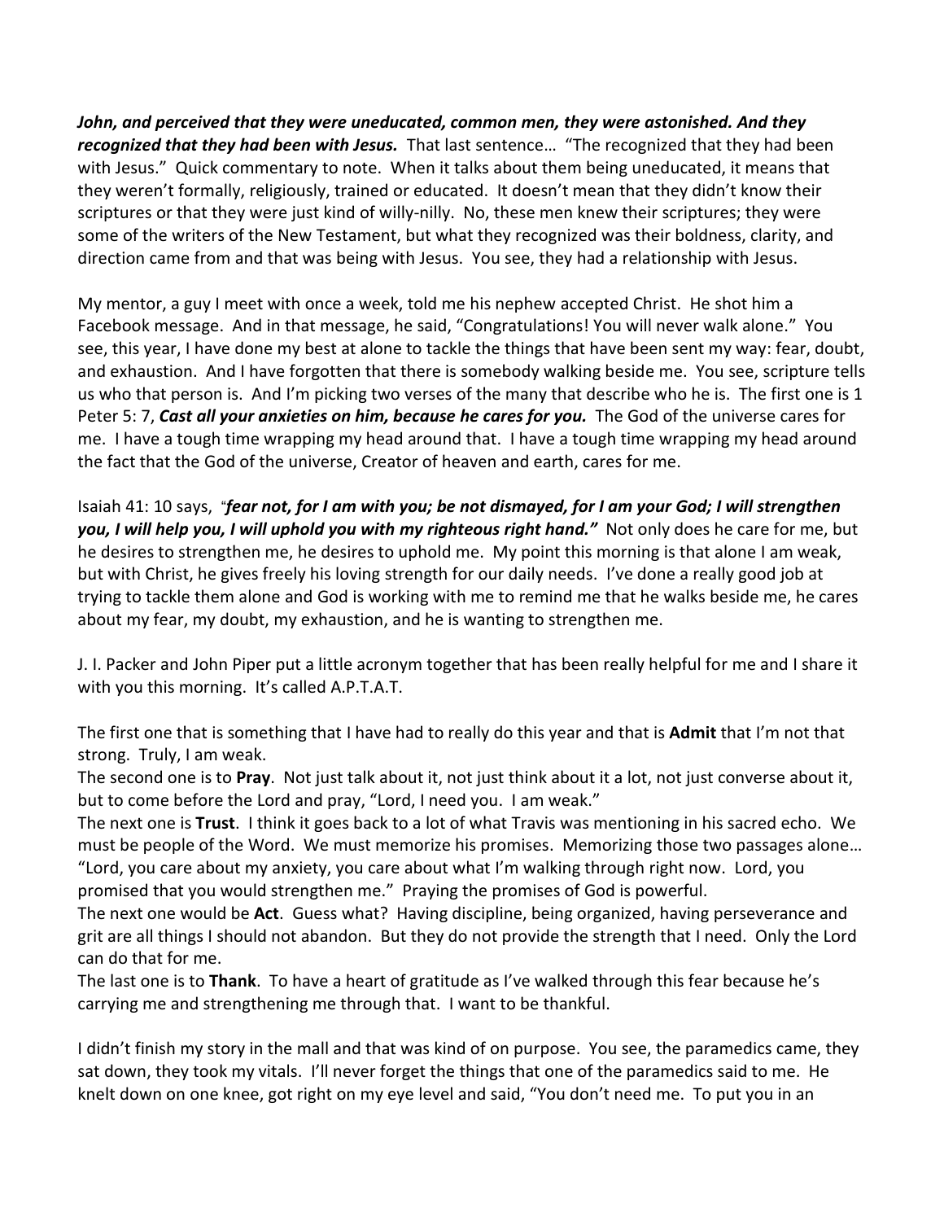***John, and perceived that they were uneducated, common men, they were astonished. And they recognized that they had been with Jesus.*** That last sentence… "The recognized that they had been with Jesus." Quick commentary to note. When it talks about them being uneducated, it means that they weren't formally, religiously, trained or educated. It doesn't mean that they didn't know their scriptures or that they were just kind of willy-nilly. No, these men knew their scriptures; they were some of the writers of the New Testament, but what they recognized was their boldness, clarity, and direction came from and that was being with Jesus. You see, they had a relationship with Jesus.

My mentor, a guy I meet with once a week, told me his nephew accepted Christ. He shot him a Facebook message. And in that message, he said, "Congratulations! You will never walk alone." You see, this year, I have done my best at alone to tackle the things that have been sent my way: fear, doubt, and exhaustion. And I have forgotten that there is somebody walking beside me. You see, scripture tells us who that person is. And I'm picking two verses of the many that describe who he is. The first one is 1 Peter 5: 7, ***Cast all your anxieties on him, because he cares for you.*** The God of the universe cares for me. I have a tough time wrapping my head around that. I have a tough time wrapping my head around the fact that the God of the universe, Creator of heaven and earth, cares for me.

Isaiah 41: 10 says, "***fear not, for I am with you; be not dismayed, for I am your God; I will strengthen you, I will help you, I will uphold you with my righteous right hand."*** Not only does he care for me, but he desires to strengthen me, he desires to uphold me. My point this morning is that alone I am weak, but with Christ, he gives freely his loving strength for our daily needs. I've done a really good job at trying to tackle them alone and God is working with me to remind me that he walks beside me, he cares about my fear, my doubt, my exhaustion, and he is wanting to strengthen me.

J. I. Packer and John Piper put a little acronym together that has been really helpful for me and I share it with you this morning. It's called A.P.T.A.T.

The first one that is something that I have had to really do this year and that is **Admit** that I'm not that strong. Truly, I am weak.
The second one is to **Pray**. Not just talk about it, not just think about it a lot, not just converse about it, but to come before the Lord and pray, "Lord, I need you. I am weak."
The next one is **Trust**. I think it goes back to a lot of what Travis was mentioning in his sacred echo. We must be people of the Word. We must memorize his promises. Memorizing those two passages alone… "Lord, you care about my anxiety, you care about what I'm walking through right now. Lord, you promised that you would strengthen me." Praying the promises of God is powerful.
The next one would be **Act**. Guess what? Having discipline, being organized, having perseverance and grit are all things I should not abandon. But they do not provide the strength that I need. Only the Lord can do that for me.
The last one is to **Thank**. To have a heart of gratitude as I've walked through this fear because he's carrying me and strengthening me through that. I want to be thankful.

I didn't finish my story in the mall and that was kind of on purpose. You see, the paramedics came, they sat down, they took my vitals. I'll never forget the things that one of the paramedics said to me. He knelt down on one knee, got right on my eye level and said, "You don't need me. To put you in an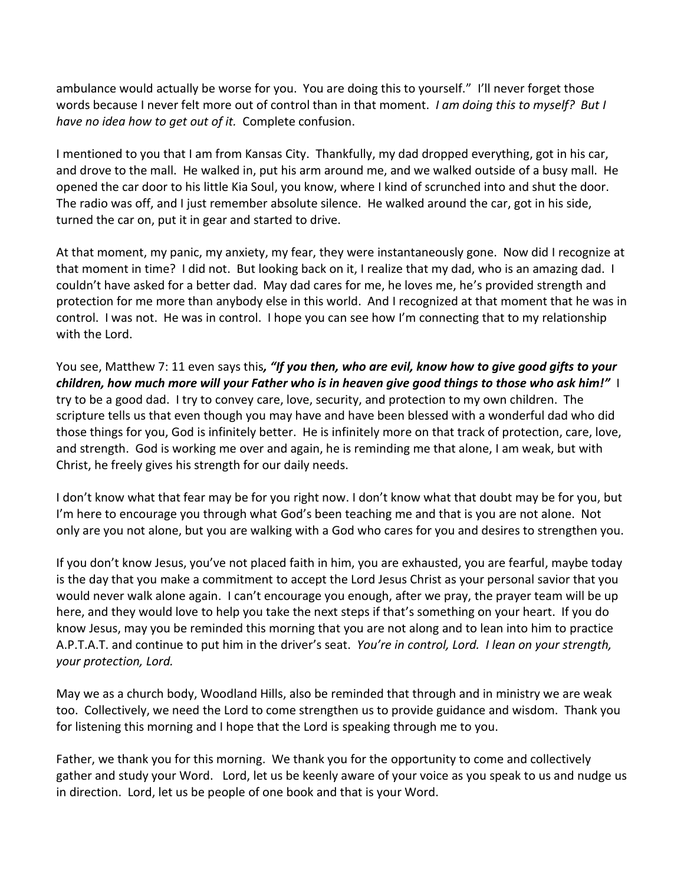ambulance would actually be worse for you. You are doing this to yourself." I'll never forget those words because I never felt more out of control than in that moment. *I am doing this to myself? But I have no idea how to get out of it.* Complete confusion.

I mentioned to you that I am from Kansas City. Thankfully, my dad dropped everything, got in his car, and drove to the mall. He walked in, put his arm around me, and we walked outside of a busy mall. He opened the car door to his little Kia Soul, you know, where I kind of scrunched into and shut the door. The radio was off, and I just remember absolute silence. He walked around the car, got in his side, turned the car on, put it in gear and started to drive.

At that moment, my panic, my anxiety, my fear, they were instantaneously gone. Now did I recognize at that moment in time? I did not. But looking back on it, I realize that my dad, who is an amazing dad. I couldn't have asked for a better dad. May dad cares for me, he loves me, he's provided strength and protection for me more than anybody else in this world. And I recognized at that moment that he was in control. I was not. He was in control. I hope you can see how I'm connecting that to my relationship with the Lord.

You see, Matthew 7: 11 even says this***, "If you then, who are evil, know how to give good gifts to your children, how much more will your Father who is in heaven give good things to those who ask him!"*** I try to be a good dad. I try to convey care, love, security, and protection to my own children. The scripture tells us that even though you may have and have been blessed with a wonderful dad who did those things for you, God is infinitely better. He is infinitely more on that track of protection, care, love, and strength. God is working me over and again, he is reminding me that alone, I am weak, but with Christ, he freely gives his strength for our daily needs.

I don't know what that fear may be for you right now. I don't know what that doubt may be for you, but I'm here to encourage you through what God's been teaching me and that is you are not alone. Not only are you not alone, but you are walking with a God who cares for you and desires to strengthen you.

If you don't know Jesus, you've not placed faith in him, you are exhausted, you are fearful, maybe today is the day that you make a commitment to accept the Lord Jesus Christ as your personal savior that you would never walk alone again. I can't encourage you enough, after we pray, the prayer team will be up here, and they would love to help you take the next steps if that's something on your heart. If you do know Jesus, may you be reminded this morning that you are not along and to lean into him to practice A.P.T.A.T. and continue to put him in the driver's seat. *You're in control, Lord. I lean on your strength, your protection, Lord.*

May we as a church body, Woodland Hills, also be reminded that through and in ministry we are weak too. Collectively, we need the Lord to come strengthen us to provide guidance and wisdom. Thank you for listening this morning and I hope that the Lord is speaking through me to you.

Father, we thank you for this morning. We thank you for the opportunity to come and collectively gather and study your Word. Lord, let us be keenly aware of your voice as you speak to us and nudge us in direction. Lord, let us be people of one book and that is your Word.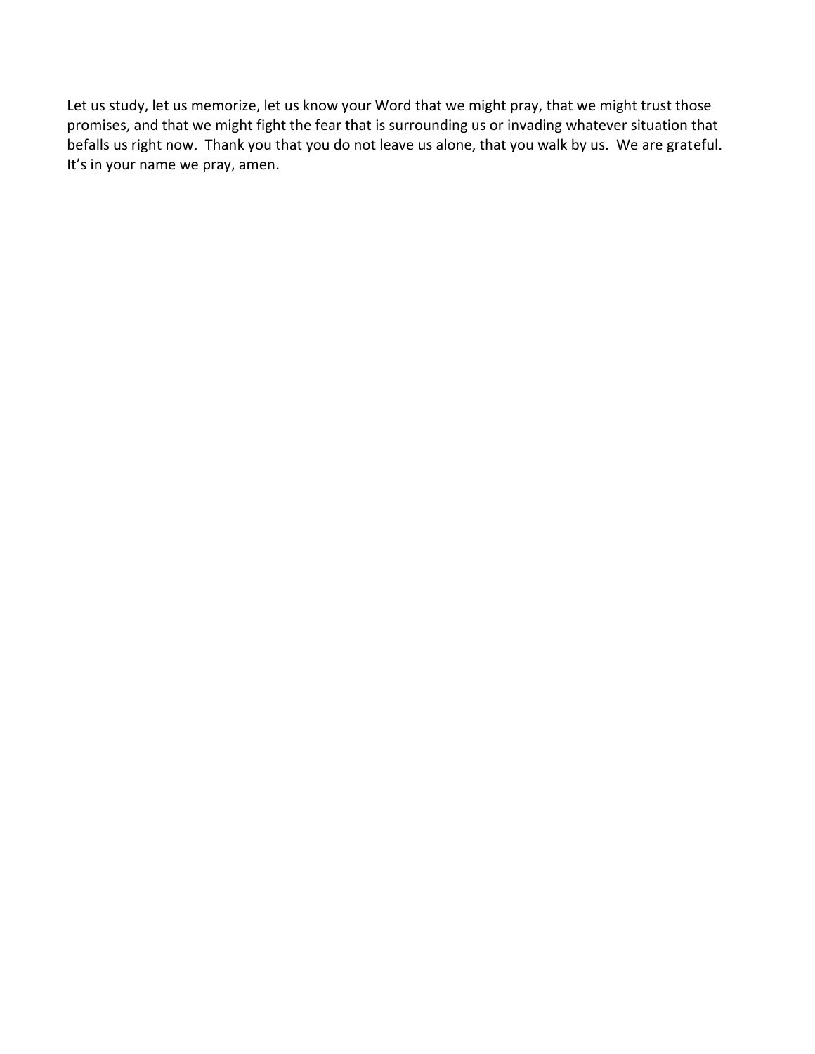Let us study, let us memorize, let us know your Word that we might pray, that we might trust those promises, and that we might fight the fear that is surrounding us or invading whatever situation that befalls us right now. Thank you that you do not leave us alone, that you walk by us. We are grateful. It's in your name we pray, amen.